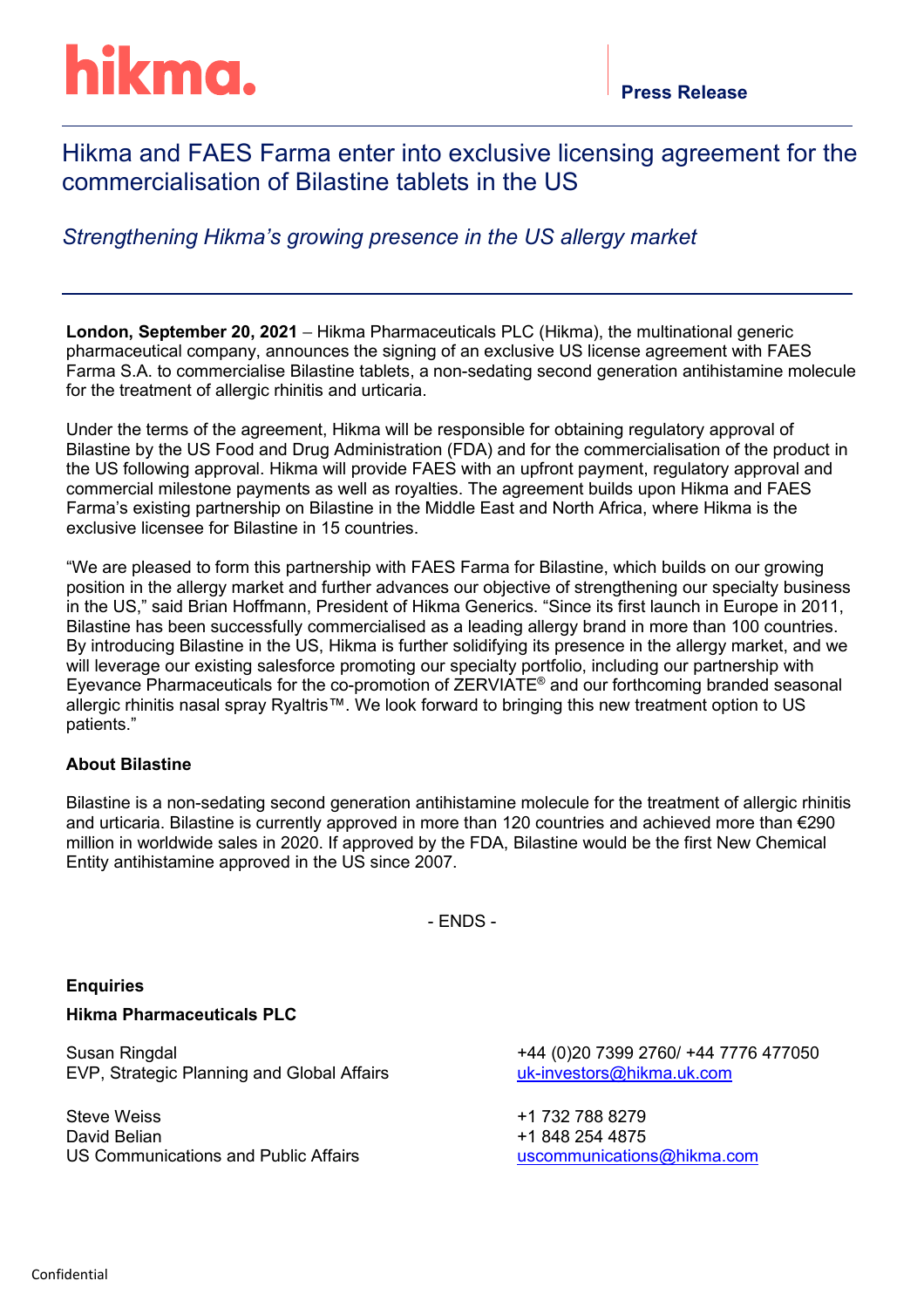hikma.

**Press Release**

# Hikma and FAES Farma enter into exclusive licensing agreement for the commercialisation of Bilastine tablets in the US

*Strengthening Hikma's growing presence in the US allergy market*

**London, September 20, 2021** – Hikma Pharmaceuticals PLC (Hikma), the multinational generic pharmaceutical company, announces the signing of an exclusive US license agreement with FAES Farma S.A. to commercialise Bilastine tablets, a non-sedating second generation antihistamine molecule for the treatment of allergic rhinitis and urticaria.

Under the terms of the agreement, Hikma will be responsible for obtaining regulatory approval of Bilastine by the US Food and Drug Administration (FDA) and for the commercialisation of the product in the US following approval. Hikma will provide FAES with an upfront payment, regulatory approval and commercial milestone payments as well as royalties. The agreement builds upon Hikma and FAES Farma's existing partnership on Bilastine in the Middle East and North Africa, where Hikma is the exclusive licensee for Bilastine in 15 countries.

"We are pleased to form this partnership with FAES Farma for Bilastine, which builds on our growing position in the allergy market and further advances our objective of strengthening our specialty business in the US," said Brian Hoffmann, President of Hikma Generics. "Since its first launch in Europe in 2011, Bilastine has been successfully commercialised as a leading allergy brand in more than 100 countries. By introducing Bilastine in the US, Hikma is further solidifying its presence in the allergy market, and we will leverage our existing salesforce promoting our specialty portfolio, including our partnership with Eyevance Pharmaceuticals for the co-promotion of ZERVIATE® and our forthcoming branded seasonal allergic rhinitis nasal spray Ryaltris™. We look forward to bringing this new treatment option to US patients."

**About Bilastine**

Bilastine is a non-sedating second generation antihistamine molecule for the treatment of allergic rhinitis and urticaria. Bilastine is currently approved in more than 120 countries and achieved more than €290 million in worldwide sales in 2020. If approved by the FDA, Bilastine would be the first New Chemical Entity antihistamine approved in the US since 2007.

- ENDS -

**Enquiries**

**Hikma Pharmaceuticals PLC**

Susan Ringdal
EVP, Strategic Planning and Global Affairs
+44 (0)20 7399 2760/ +44 7776 477050
uk-investors@hikma.uk.com

Steve Weiss +1 732 788 8279
David Belian +1 848 254 4875
US Communications and Public Affairs
uscommunications@hikma.com

Confidential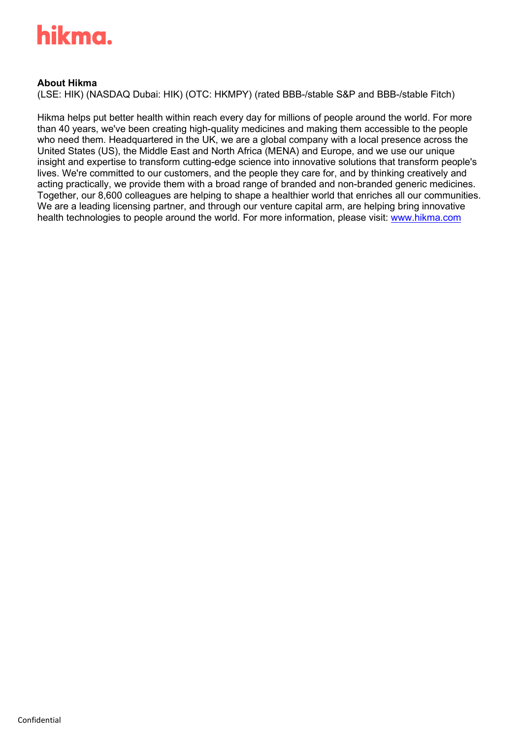**About Hikma**

(LSE: HIK) (NASDAQ Dubai: HIK) (OTC: HKMPY) (rated BBB-/stable S&P and BBB-/stable Fitch)

Hikma helps put better health within reach every day for millions of people around the world. For more than 40 years, we've been creating high-quality medicines and making them accessible to the people who need them. Headquartered in the UK, we are a global company with a local presence across the United States (US), the Middle East and North Africa (MENA) and Europe, and we use our unique insight and expertise to transform cutting-edge science into innovative solutions that transform people's lives. We're committed to our customers, and the people they care for, and by thinking creatively and acting practically, we provide them with a broad range of branded and non-branded generic medicines. Together, our 8,600 colleagues are helping to shape a healthier world that enriches all our communities. We are a leading licensing partner, and through our venture capital arm, are helping bring innovative health technologies to people around the world. For more information, please visit: [www.hikma.com](http://www.hikma.com)